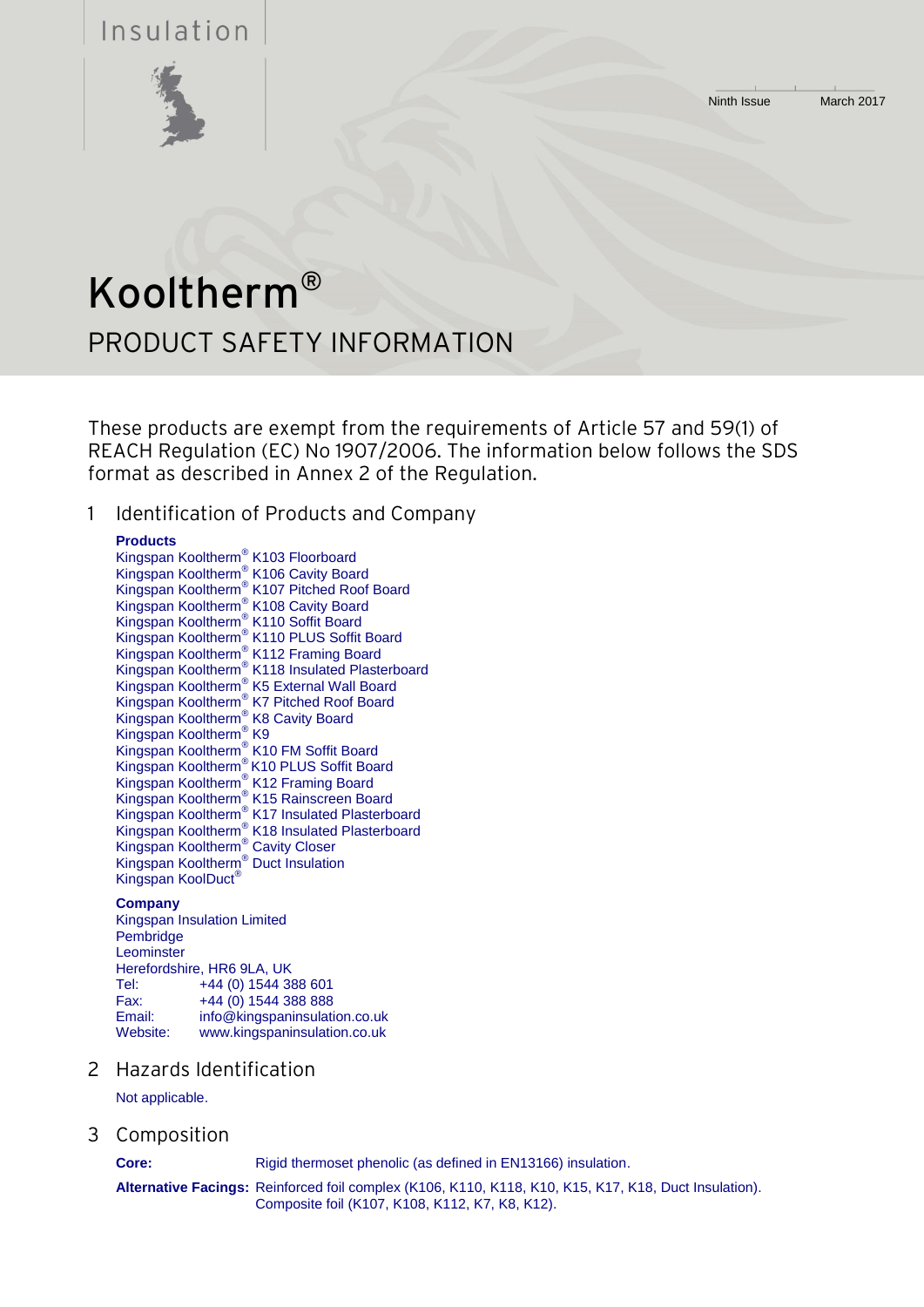Insulation

Ninth Issue March 2017

# Kooltherm®

## PRODUCT SAFETY INFORMATION

These products are exempt from the requirements of Article 57 and 59(1) of REACH Regulation (EC) No 1907/2006. The information below follows the SDS format as described in Annex 2 of the Regulation.

## 1 Identification of Products and Company

**Products**

Kingspan Kooltherm® K103 Floorboard
Kingspan Kooltherm® K106 Cavity Board
Kingspan Kooltherm® K107 Pitched Roof Board
Kingspan Kooltherm® K108 Cavity Board
Kingspan Kooltherm® K110 Soffit Board
Kingspan Kooltherm® K110 PLUS Soffit Board
Kingspan Kooltherm® K112 Framing Board
Kingspan Kooltherm® K118 Insulated Plasterboard
Kingspan Kooltherm® K5 External Wall Board
Kingspan Kooltherm® K7 Pitched Roof Board
Kingspan Kooltherm® K8 Cavity Board
Kingspan Kooltherm® K9
Kingspan Kooltherm® K10 FM Soffit Board
Kingspan Kooltherm® K10 PLUS Soffit Board
Kingspan Kooltherm® K12 Framing Board
Kingspan Kooltherm® K15 Rainscreen Board
Kingspan Kooltherm® K17 Insulated Plasterboard
Kingspan Kooltherm® K18 Insulated Plasterboard
Kingspan Kooltherm® Cavity Closer
Kingspan Kooltherm® Duct Insulation
Kingspan KoolDuct®

**Company**

Kingspan Insulation Limited
Pembridge
Leominster
Herefordshire, HR6 9LA, UK

| | |
|---|---|
| Tel: | +44 (0) 1544 388 601 |
| Fax: | +44 (0) 1544 388 888 |
| Email: | info@kingspaninsulation.co.uk |
| Website: | www.kingspaninsulation.co.uk |

## 2 Hazards Identification

Not applicable.

## 3 Composition

**Core:** Rigid thermoset phenolic (as defined in EN13166) insulation.

**Alternative Facings:** Reinforced foil complex (K106, K110, K118, K10, K15, K17, K18, Duct Insulation). Composite foil (K107, K108, K112, K7, K8, K12).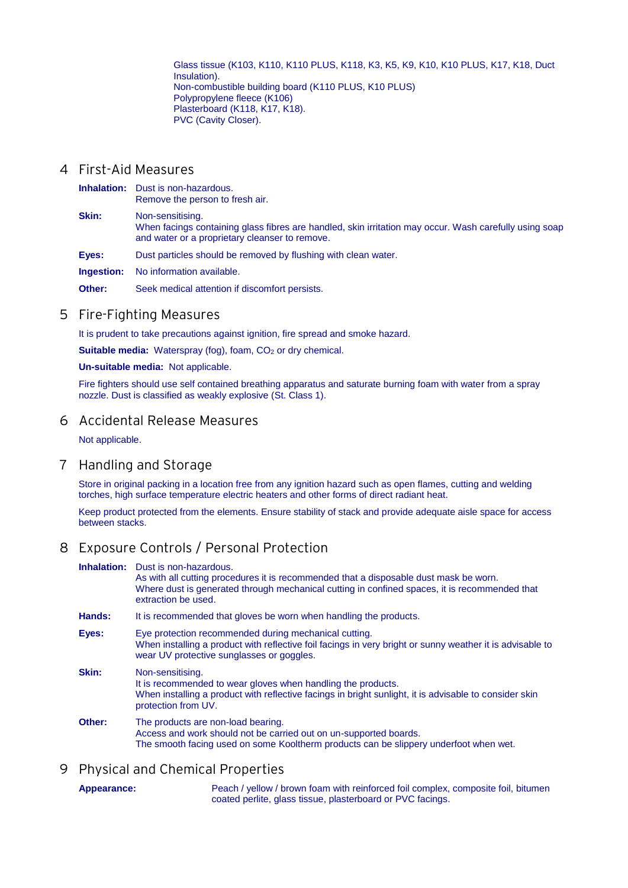Glass tissue (K103, K110, K110 PLUS, K118, K3, K5, K9, K10, K10 PLUS, K17, K18, Duct Insulation).
Non-combustible building board (K110 PLUS, K10 PLUS)
Polypropylene fleece (K106)
Plasterboard (K118, K17, K18).
PVC (Cavity Closer).

## 4 First-Aid Measures

**Inhalation:** Dust is non-hazardous.
Remove the person to fresh air.

**Skin:** Non-sensitising.
When facings containing glass fibres are handled, skin irritation may occur. Wash carefully using soap and water or a proprietary cleanser to remove.

**Eyes:** Dust particles should be removed by flushing with clean water.

**Ingestion:** No information available.

**Other:** Seek medical attention if discomfort persists.

## 5 Fire-Fighting Measures

It is prudent to take precautions against ignition, fire spread and smoke hazard.

**Suitable media:** Waterspray (fog), foam, $CO_2$ or dry chemical.

**Un-suitable media:** Not applicable.

Fire fighters should use self contained breathing apparatus and saturate burning foam with water from a spray nozzle. Dust is classified as weakly explosive (St. Class 1).

## 6 Accidental Release Measures

Not applicable.

## 7 Handling and Storage

Store in original packing in a location free from any ignition hazard such as open flames, cutting and welding torches, high surface temperature electric heaters and other forms of direct radiant heat.

Keep product protected from the elements. Ensure stability of stack and provide adequate aisle space for access between stacks.

## 8 Exposure Controls / Personal Protection

**Inhalation:** Dust is non-hazardous.
As with all cutting procedures it is recommended that a disposable dust mask be worn.
Where dust is generated through mechanical cutting in confined spaces, it is recommended that extraction be used.

**Hands:** It is recommended that gloves be worn when handling the products.

**Eyes:** Eye protection recommended during mechanical cutting.
When installing a product with reflective foil facings in very bright or sunny weather it is advisable to wear UV protective sunglasses or goggles.

**Skin:** Non-sensitising.
It is recommended to wear gloves when handling the products.
When installing a product with reflective facings in bright sunlight, it is advisable to consider skin protection from UV.

**Other:** The products are non-load bearing.
Access and work should not be carried out on un-supported boards.
The smooth facing used on some Kooltherm products can be slippery underfoot when wet.

## 9 Physical and Chemical Properties

**Appearance:** Peach / yellow / brown foam with reinforced foil complex, composite foil, bitumen coated perlite, glass tissue, plasterboard or PVC facings.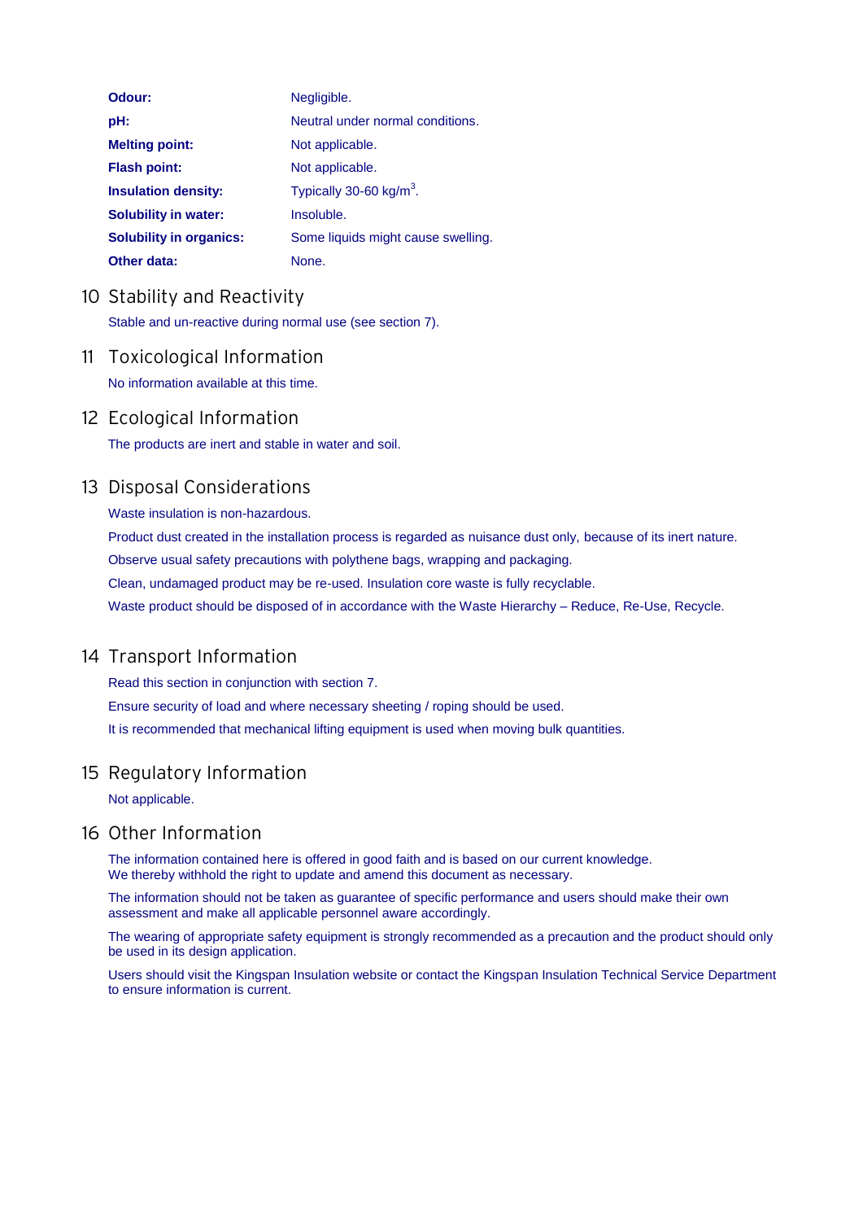| | |
|---|---|
| **Odour:** | Negligible. |
| **pH:** | Neutral under normal conditions. |
| **Melting point:** | Not applicable. |
| **Flash point:** | Not applicable. |
| **Insulation density:** | Typically 30-60 kg/$m^3$. |
| **Solubility in water:** | Insoluble. |
| **Solubility in organics:** | Some liquids might cause swelling. |
| **Other data:** | None. |

## 10 Stability and Reactivity

Stable and un-reactive during normal use (see section 7).

## 11 Toxicological Information

No information available at this time.

## 12 Ecological Information

The products are inert and stable in water and soil.

## 13 Disposal Considerations

Waste insulation is non-hazardous.

Product dust created in the installation process is regarded as nuisance dust only, because of its inert nature.

Observe usual safety precautions with polythene bags, wrapping and packaging.

Clean, undamaged product may be re-used. Insulation core waste is fully recyclable.

Waste product should be disposed of in accordance with the Waste Hierarchy – Reduce, Re-Use, Recycle.

## 14 Transport Information

Read this section in conjunction with section 7.

Ensure security of load and where necessary sheeting / roping should be used.

It is recommended that mechanical lifting equipment is used when moving bulk quantities.

## 15 Regulatory Information

Not applicable.

## 16 Other Information

The information contained here is offered in good faith and is based on our current knowledge.
We thereby withhold the right to update and amend this document as necessary.

The information should not be taken as guarantee of specific performance and users should make their own assessment and make all applicable personnel aware accordingly.

The wearing of appropriate safety equipment is strongly recommended as a precaution and the product should only be used in its design application.

Users should visit the Kingspan Insulation website or contact the Kingspan Insulation Technical Service Department to ensure information is current.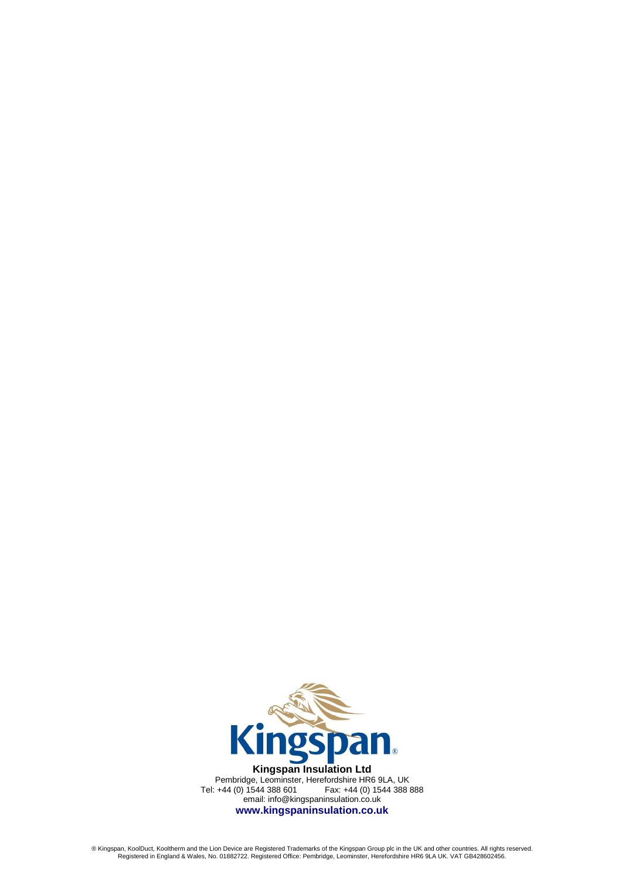Kingspan®

**Kingspan Insulation Ltd**
Pembridge, Leominster, Herefordshire HR6 9LA, UK
Tel: +44 (0) 1544 388 601 Fax: +44 (0) 1544 388 888
email: info@kingspaninsulation.co.uk
**www.kingspaninsulation.co.uk**

® Kingspan, KoolDuct, Kooltherm and the Lion Device are Registered Trademarks of the Kingspan Group plc in the UK and other countries. All rights reserved.
Registered in England & Wales, No. 01882722. Registered Office: Pembridge, Leominster, Herefordshire HR6 9LA UK. VAT GB428602456.